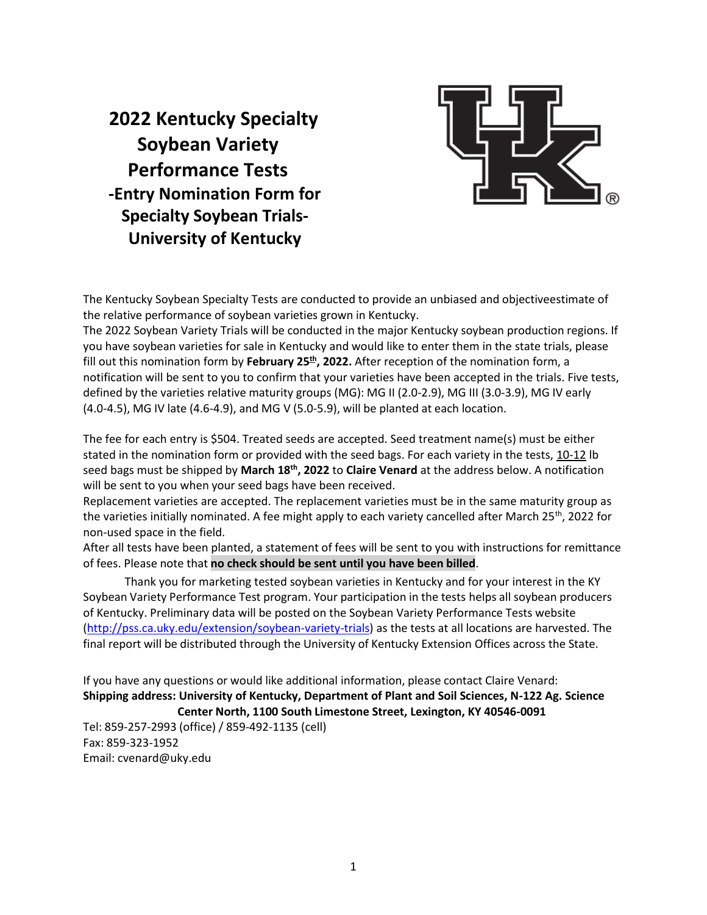# 2022 Kentucky Specialty Soybean Variety Performance Tests

## -Entry Nomination Form for Specialty Soybean Trials- University of Kentucky

The Kentucky Soybean Specialty Tests are conducted to provide an unbiased and objectiveestimate of the relative performance of soybean varieties grown in Kentucky.
The 2022 Soybean Variety Trials will be conducted in the major Kentucky soybean production regions. If you have soybean varieties for sale in Kentucky and would like to enter them in the state trials, please fill out this nomination form by **February 25th, 2022.** After reception of the nomination form, a notification will be sent to you to confirm that your varieties have been accepted in the trials. Five tests, defined by the varieties relative maturity groups (MG): MG II (2.0-2.9), MG III (3.0-3.9), MG IV early (4.0-4.5), MG IV late (4.6-4.9), and MG V (5.0-5.9), will be planted at each location.

The fee for each entry is $504. Treated seeds are accepted. Seed treatment name(s) must be either stated in the nomination form or provided with the seed bags. For each variety in the tests, 10-12 lb seed bags must be shipped by **March 18th, 2022** to **Claire Venard** at the address below. A notification will be sent to you when your seed bags have been received.
Replacement varieties are accepted. The replacement varieties must be in the same maturity group as the varieties initially nominated. A fee might apply to each variety cancelled after March 25th, 2022 for non-used space in the field.
After all tests have been planted, a statement of fees will be sent to you with instructions for remittance of fees. Please note that **no check should be sent until you have been billed**.

Thank you for marketing tested soybean varieties in Kentucky and for your interest in the KY Soybean Variety Performance Test program. Your participation in the tests helps all soybean producers of Kentucky. Preliminary data will be posted on the Soybean Variety Performance Tests website (http://pss.ca.uky.edu/extension/soybean-variety-trials) as the tests at all locations are harvested. The final report will be distributed through the University of Kentucky Extension Offices across the State.

If you have any questions or would like additional information, please contact Claire Venard:
**Shipping address: University of Kentucky, Department of Plant and Soil Sciences, N-122 Ag. Science Center North, 1100 South Limestone Street, Lexington, KY 40546-0091**
Tel: 859-257-2993 (office) / 859-492-1135 (cell)
Fax: 859-323-1952
Email: cvenard@uky.edu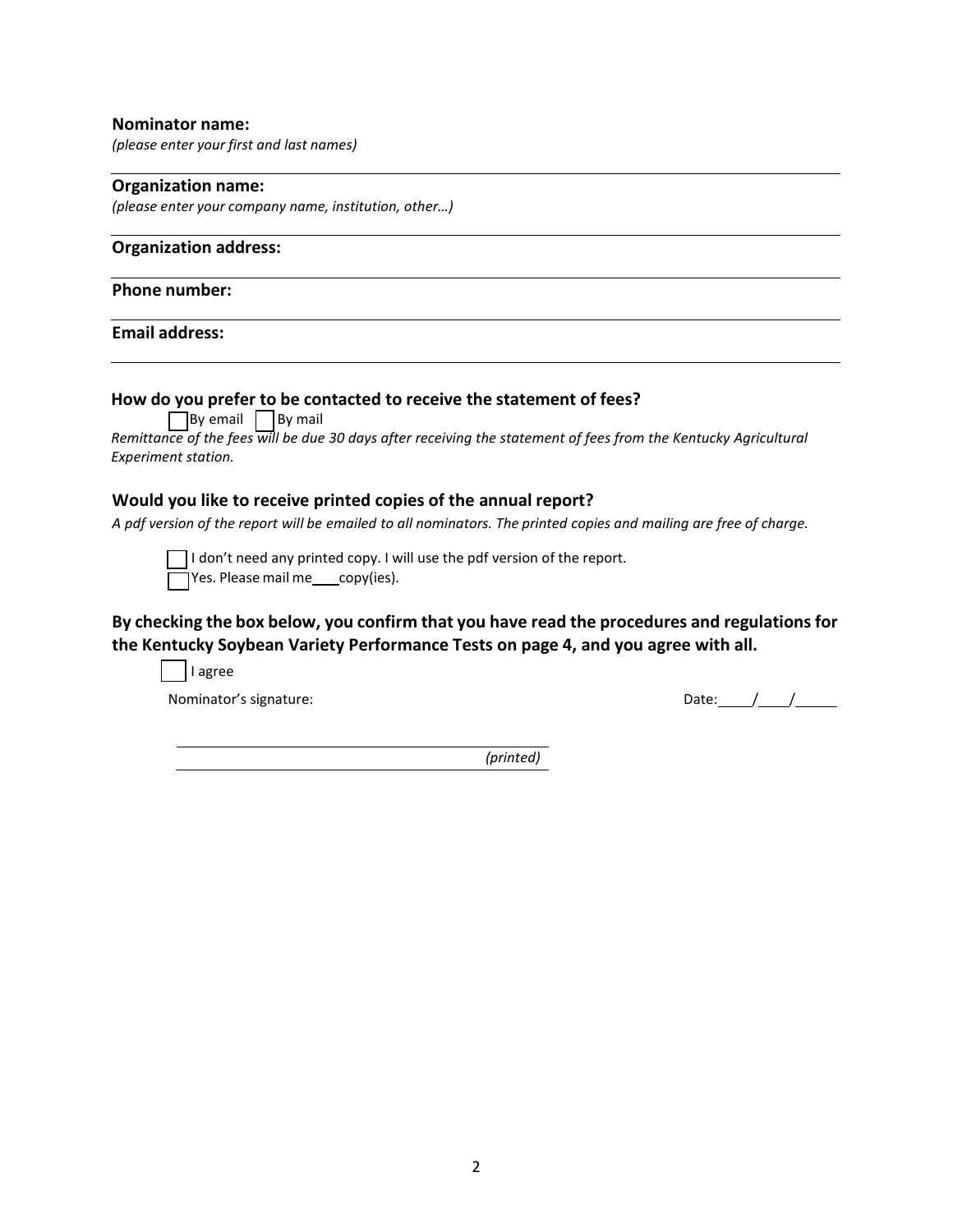**Nominator name:**
*(please enter your first and last names)*

**Organization name:**
*(please enter your company name, institution, other…)*

**Organization address:**

**Phone number:**

**Email address:**

### How do you prefer to be contacted to receive the statement of fees?

☐ By email ☐ By mail

*Remittance of the fees will be due 30 days after receiving the statement of fees from the Kentucky Agricultural Experiment station.*

### Would you like to receive printed copies of the annual report?

*A pdf version of the report will be emailed to all nominators. The printed copies and mailing are free of charge.*

☐ I don't need any printed copy. I will use the pdf version of the report.
☐ Yes. Please mail me ____ copy(ies).

### By checking the box below, you confirm that you have read the procedures and regulations for the Kentucky Soybean Variety Performance Tests on page 4, and you agree with all.

☐ I agree

Nominator's signature: Date: ____/____/______

______________________________ *(printed)*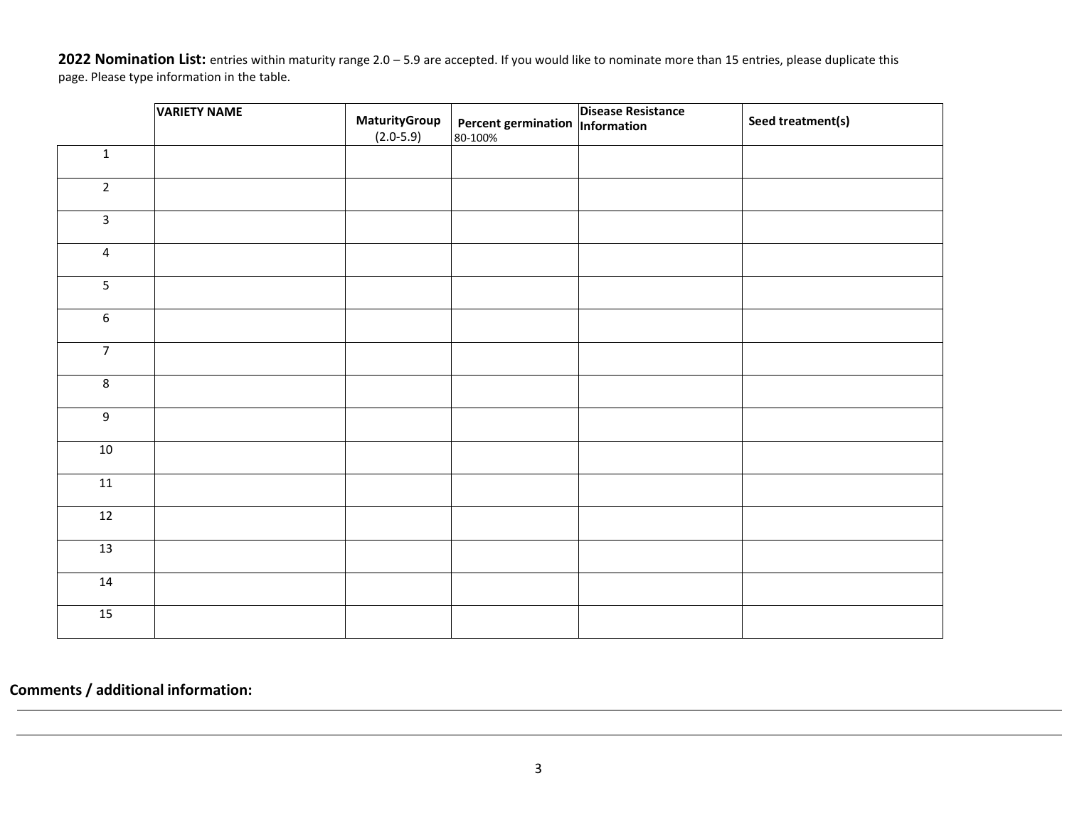**2022 Nomination List:** entries within maturity range 2.0 – 5.9 are accepted. If you would like to nominate more than 15 entries, please duplicate this page. Please type information in the table.

| | VARIETY NAME | MaturityGroup (2.0-5.9) | Percent germination 80-100% | Disease Resistance Information | Seed treatment(s) |
|---|---|---|---|---|---|
| 1 | | | | | |
| 2 | | | | | |
| 3 | | | | | |
| 4 | | | | | |
| 5 | | | | | |
| 6 | | | | | |
| 7 | | | | | |
| 8 | | | | | |
| 9 | | | | | |
| 10 | | | | | |
| 11 | | | | | |
| 12 | | | | | |
| 13 | | | | | |
| 14 | | | | | |
| 15 | | | | | |

**Comments / additional information:**

______________________________________________________________________________

______________________________________________________________________________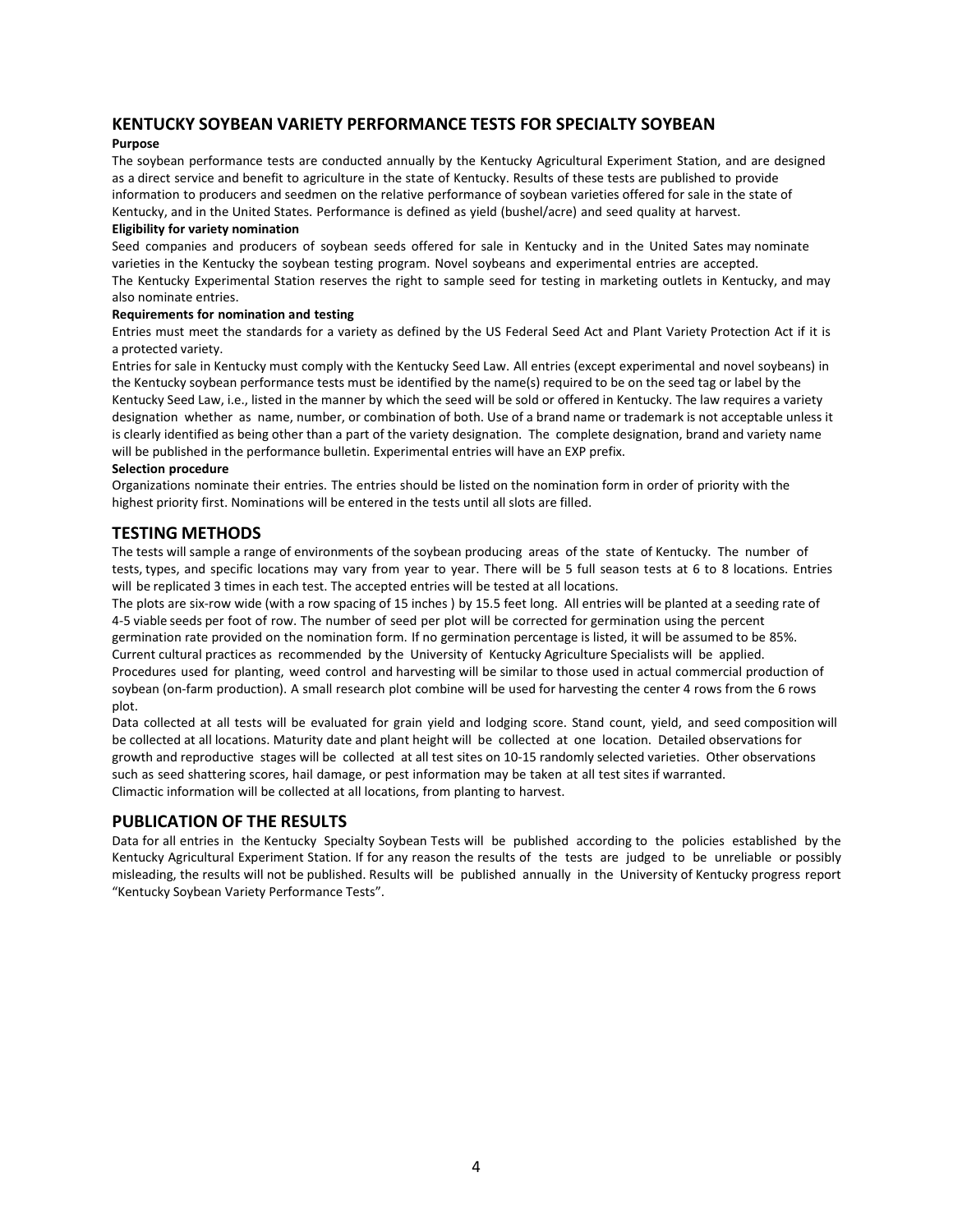## KENTUCKY SOYBEAN VARIETY PERFORMANCE TESTS FOR SPECIALTY SOYBEAN

**Purpose**

The soybean performance tests are conducted annually by the Kentucky Agricultural Experiment Station, and are designed as a direct service and benefit to agriculture in the state of Kentucky. Results of these tests are published to provide information to producers and seedmen on the relative performance of soybean varieties offered for sale in the state of Kentucky, and in the United States. Performance is defined as yield (bushel/acre) and seed quality at harvest.

**Eligibility for variety nomination**

Seed companies and producers of soybean seeds offered for sale in Kentucky and in the United Sates may nominate varieties in the Kentucky the soybean testing program. Novel soybeans and experimental entries are accepted.
The Kentucky Experimental Station reserves the right to sample seed for testing in marketing outlets in Kentucky, and may also nominate entries.

**Requirements for nomination and testing**

Entries must meet the standards for a variety as defined by the US Federal Seed Act and Plant Variety Protection Act if it is a protected variety.
Entries for sale in Kentucky must comply with the Kentucky Seed Law. All entries (except experimental and novel soybeans) in the Kentucky soybean performance tests must be identified by the name(s) required to be on the seed tag or label by the Kentucky Seed Law, i.e., listed in the manner by which the seed will be sold or offered in Kentucky. The law requires a variety designation whether as name, number, or combination of both. Use of a brand name or trademark is not acceptable unless it is clearly identified as being other than a part of the variety designation. The complete designation, brand and variety name will be published in the performance bulletin. Experimental entries will have an EXP prefix.

**Selection procedure**

Organizations nominate their entries. The entries should be listed on the nomination form in order of priority with the highest priority first. Nominations will be entered in the tests until all slots are filled.

## TESTING METHODS

The tests will sample a range of environments of the soybean producing areas of the state of Kentucky. The number of tests, types, and specific locations may vary from year to year. There will be 5 full season tests at 6 to 8 locations. Entries will be replicated 3 times in each test. The accepted entries will be tested at all locations.
The plots are six-row wide (with a row spacing of 15 inches ) by 15.5 feet long. All entries will be planted at a seeding rate of 4-5 viable seeds per foot of row. The number of seed per plot will be corrected for germination using the percent germination rate provided on the nomination form. If no germination percentage is listed, it will be assumed to be 85%.
Current cultural practices as recommended by the University of Kentucky Agriculture Specialists will be applied.
Procedures used for planting, weed control and harvesting will be similar to those used in actual commercial production of soybean (on-farm production). A small research plot combine will be used for harvesting the center 4 rows from the 6 rows plot.
Data collected at all tests will be evaluated for grain yield and lodging score. Stand count, yield, and seed composition will be collected at all locations. Maturity date and plant height will be collected at one location. Detailed observations for growth and reproductive stages will be collected at all test sites on 10-15 randomly selected varieties. Other observations such as seed shattering scores, hail damage, or pest information may be taken at all test sites if warranted.
Climactic information will be collected at all locations, from planting to harvest.

## PUBLICATION OF THE RESULTS

Data for all entries in the Kentucky Specialty Soybean Tests will be published according to the policies established by the Kentucky Agricultural Experiment Station. If for any reason the results of the tests are judged to be unreliable or possibly misleading, the results will not be published. Results will be published annually in the University of Kentucky progress report "Kentucky Soybean Variety Performance Tests".